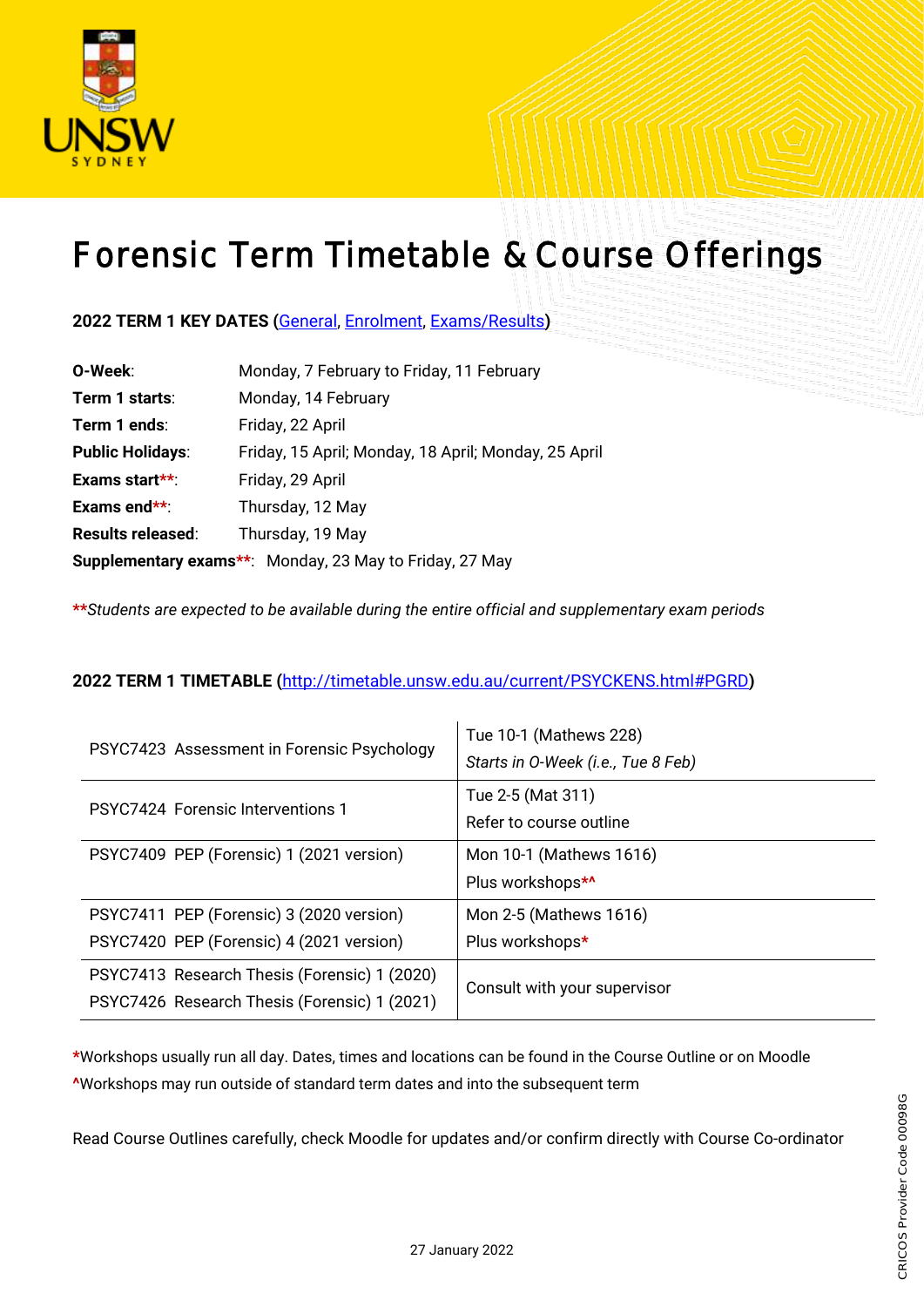# Forensic Term Timetable & Course Offerings

**2022 TERM 1 KEY DATES** (General, Enrolment, Exams/Results)

**O-Week**: Monday, 7 February to Friday, 11 February
**Term 1 starts**: Monday, 14 February
**Term 1 ends**: Friday, 22 April
**Public Holidays**: Friday, 15 April; Monday, 18 April; Monday, 25 April
**Exams start****: Friday, 29 April
**Exams end****: Thursday, 12 May
**Results released**: Thursday, 19 May
**Supplementary exams****: Monday, 23 May to Friday, 27 May

***Students are expected to be available during the entire official and supplementary exam periods*

**2022 TERM 1 TIMETABLE** (http://timetable.unsw.edu.au/current/PSYCKENS.html#PGRD)

| Course | Timetable |
|---|---|
| PSYC7423 Assessment in Forensic Psychology | Tue 10-1 (Mathews 228)<br>*Starts in O-Week (i.e., Tue 8 Feb)* |
| PSYC7424 Forensic Interventions 1 | Tue 2-5 (Mat 311)<br>Refer to course outline |
| PSYC7409 PEP (Forensic) 1 (2021 version) | Mon 10-1 (Mathews 1616)<br>Plus workshops*^ |
| PSYC7411 PEP (Forensic) 3 (2020 version)<br>PSYC7420 PEP (Forensic) 4 (2021 version) | Mon 2-5 (Mathews 1616)<br>Plus workshops* |
| PSYC7413 Research Thesis (Forensic) 1 (2020)<br>PSYC7426 Research Thesis (Forensic) 1 (2021) | Consult with your supervisor |

*Workshops usually run all day. Dates, times and locations can be found in the Course Outline or on Moodle
^Workshops may run outside of standard term dates and into the subsequent term

Read Course Outlines carefully, check Moodle for updates and/or confirm directly with Course Co-ordinator

27 January 2022

CRICOS Provider Code 00098G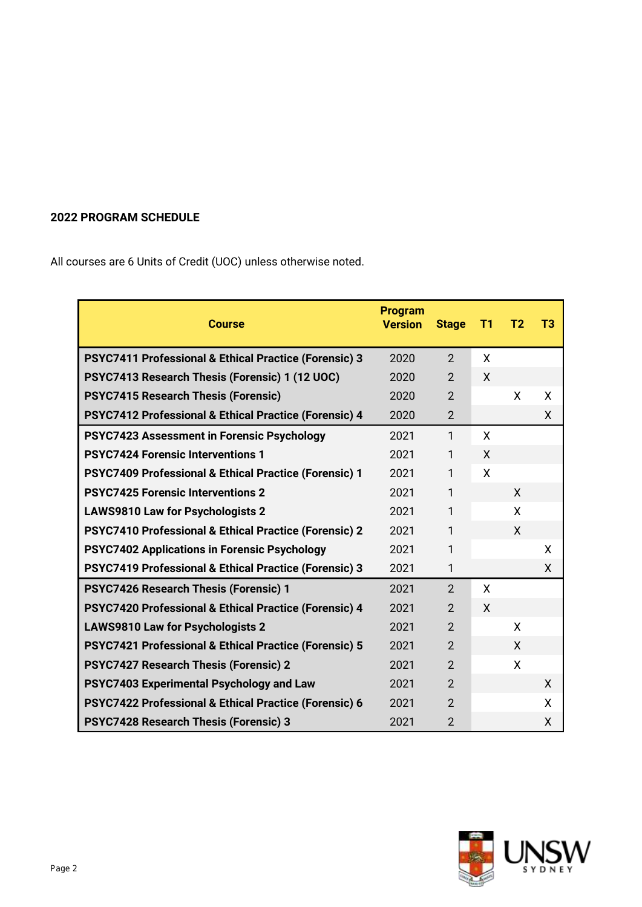**2022 PROGRAM SCHEDULE**

All courses are 6 Units of Credit (UOC) unless otherwise noted.

| Course | Program Version | Stage | T1 | T2 | T3 |
|---|---|---|---|---|---|
| **PSYC7411 Professional & Ethical Practice (Forensic) 3** | 2020 | 2 | X | | |
| **PSYC7413 Research Thesis (Forensic) 1 (12 UOC)** | 2020 | 2 | X | | |
| **PSYC7415 Research Thesis (Forensic)** | 2020 | 2 | | X | X |
| **PSYC7412 Professional & Ethical Practice (Forensic) 4** | 2020 | 2 | | | X |
| **PSYC7423 Assessment in Forensic Psychology** | 2021 | 1 | X | | |
| **PSYC7424 Forensic Interventions 1** | 2021 | 1 | X | | |
| **PSYC7409 Professional & Ethical Practice (Forensic) 1** | 2021 | 1 | X | | |
| **PSYC7425 Forensic Interventions 2** | 2021 | 1 | | X | |
| **LAWS9810 Law for Psychologists 2** | 2021 | 1 | | X | |
| **PSYC7410 Professional & Ethical Practice (Forensic) 2** | 2021 | 1 | | X | |
| **PSYC7402 Applications in Forensic Psychology** | 2021 | 1 | | | X |
| **PSYC7419 Professional & Ethical Practice (Forensic) 3** | 2021 | 1 | | | X |
| **PSYC7426 Research Thesis (Forensic) 1** | 2021 | 2 | X | | |
| **PSYC7420 Professional & Ethical Practice (Forensic) 4** | 2021 | 2 | X | | |
| **LAWS9810 Law for Psychologists 2** | 2021 | 2 | | X | |
| **PSYC7421 Professional & Ethical Practice (Forensic) 5** | 2021 | 2 | | X | |
| **PSYC7427 Research Thesis (Forensic) 2** | 2021 | 2 | | X | |
| **PSYC7403 Experimental Psychology and Law** | 2021 | 2 | | | X |
| **PSYC7422 Professional & Ethical Practice (Forensic) 6** | 2021 | 2 | | | X |
| **PSYC7428 Research Thesis (Forensic) 3** | 2021 | 2 | | | X |